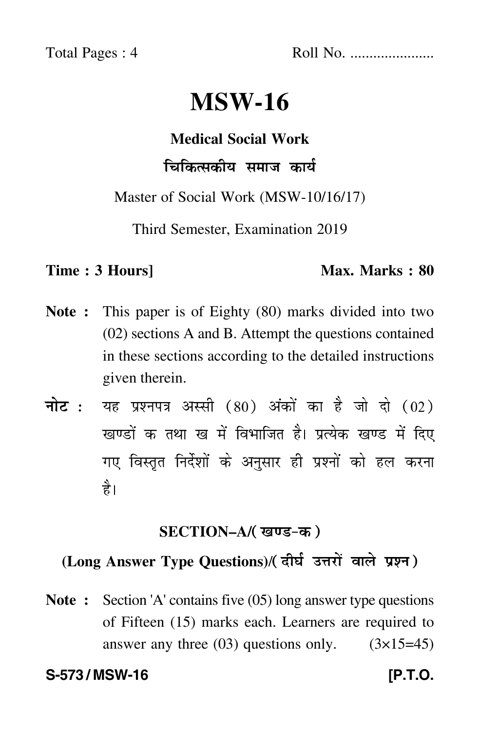Total Pages : 4 Roll No. .....................

# MSW-16

## Medical Social Work

## चिकित्सकीय समाज कार्य

Master of Social Work (MSW-10/16/17)

Third Semester, Examination 2019

**Time : 3 Hours]** **Max. Marks : 80**

**Note :** This paper is of Eighty (80) marks divided into two (02) sections A and B. Attempt the questions contained in these sections according to the detailed instructions given therein.

**नोट :** यह प्रश्नपत्र अस्सी (80) अंकों का है जो दो (02) खण्डों क तथा ख में विभाजित है। प्रत्येक खण्ड में दिए गए विस्तृत निर्देशों के अनुसार ही प्रश्नों को हल करना है।

### SECTION–A/(खण्ड-क)

### (Long Answer Type Questions)/(दीर्घ उत्तरों वाले प्रश्न)

**Note :** Section 'A' contains five (05) long answer type questions of Fifteen (15) marks each. Learners are required to answer any three (03) questions only. (3×15=45)

**S-573 / MSW-16** **[P.T.O.**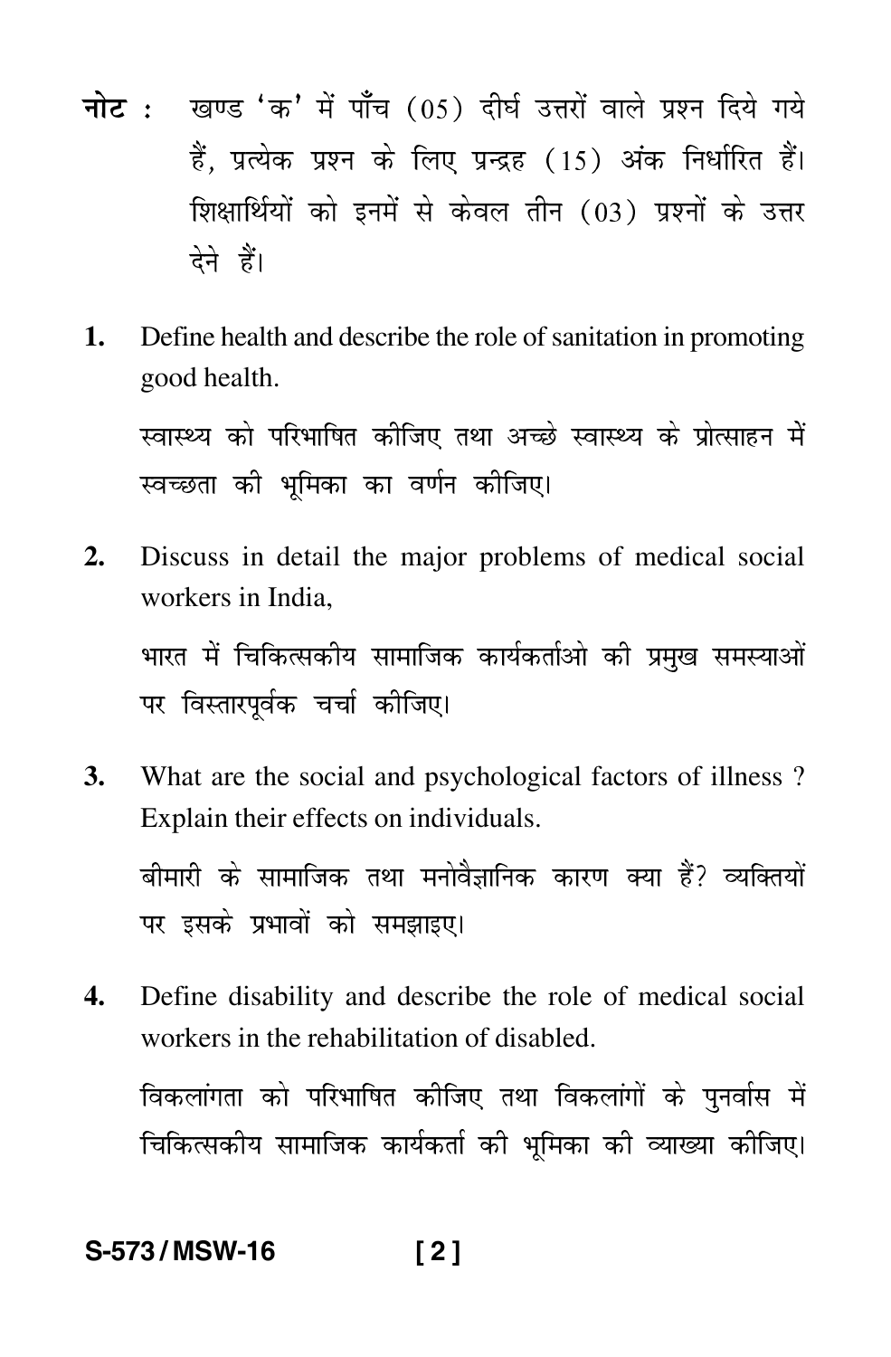**नोट :** खण्ड 'क' में पाँच (05) दीर्घ उत्तरों वाले प्रश्न दिये गये हैं, प्रत्येक प्रश्न के लिए प्रन्द्रह (15) अंक निर्धारित हैं। शिक्षार्थियों को इनमें से केवल तीन (03) प्रश्नों के उत्तर देने हैं।

**1.** Define health and describe the role of sanitation in promoting good health.

स्वास्थ्य को परिभाषित कीजिए तथा अच्छे स्वास्थ्य के प्रोत्साहन में स्वच्छता की भूमिका का वर्णन कीजिए।

**2.** Discuss in detail the major problems of medical social workers in India,

भारत में चिकित्सकीय सामाजिक कार्यकर्ताओ की प्रमुख समस्याओं पर विस्तारपूर्वक चर्चा कीजिए।

**3.** What are the social and psychological factors of illness ? Explain their effects on individuals.

बीमारी के सामाजिक तथा मनोवैज्ञानिक कारण क्या हैं? व्यक्तियों पर इसके प्रभावों को समझाइए।

**4.** Define disability and describe the role of medical social workers in the rehabilitation of disabled.

विकलांगता को परिभाषित कीजिए तथा विकलांगों के पुनर्वास में चिकित्सकीय सामाजिक कार्यकर्ता की भूमिका की व्याख्या कीजिए।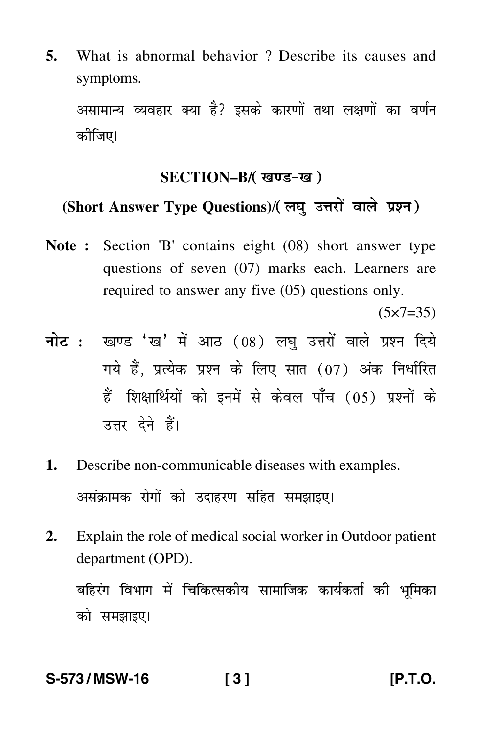5. What is abnormal behavior ? Describe its causes and symptoms.

   असामान्य व्यवहार क्या है? इसके कारणों तथा लक्षणों का वर्णन कीजिए।

## SECTION–B/( खण्ड-ख )

### (Short Answer Type Questions)/( लघु उत्तरों वाले प्रश्न )

**Note :** Section 'B' contains eight (08) short answer type questions of seven (07) marks each. Learners are required to answer any five (05) questions only.

(5×7=35)

**नोट :** खण्ड 'ख' में आठ (08) लघु उत्तरों वाले प्रश्न दिये गये हैं, प्रत्येक प्रश्न के लिए सात (07) अंक निर्धारित हैं। शिक्षार्थियों को इनमें से केवल पाँच (05) प्रश्नों के उत्तर देने हैं।

1. Describe non-communicable diseases with examples.

   असंक्रामक रोगों को उदाहरण सहित समझाइए।

2. Explain the role of medical social worker in Outdoor patient department (OPD).

   बहिरंग विभाग में चिकित्सकीय सामाजिक कार्यकर्ता की भूमिका को समझाइए।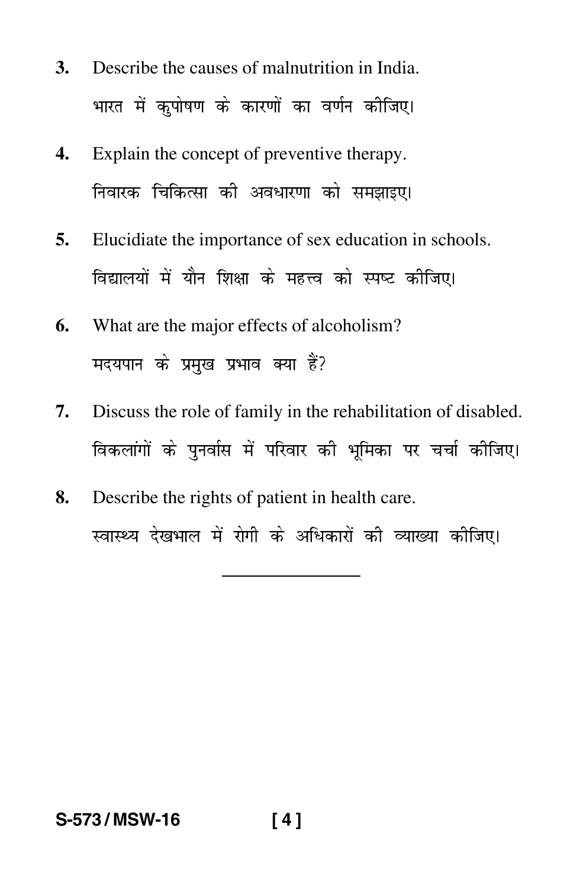3. Describe the causes of malnutrition in India.

   भारत में कुपोषण के कारणों का वर्णन कीजिए।

4. Explain the concept of preventive therapy.

   निवारक चिकित्सा की अवधारणा को समझाइए।

5. Elucidiate the importance of sex education in schools.

   विद्यालयों में यौन शिक्षा के महत्त्व को स्पष्ट कीजिए।

6. What are the major effects of alcoholism?

   मदयपान के प्रमुख प्रभाव क्या हैं?

7. Discuss the role of family in the rehabilitation of disabled.

   विकलांगों के पुनर्वास में परिवार की भूमिका पर चर्चा कीजिए।

8. Describe the rights of patient in health care.

   स्वास्थ्य देखभाल में रोगी के अधिकारों की व्याख्या कीजिए।

---

S-573 / MSW-16